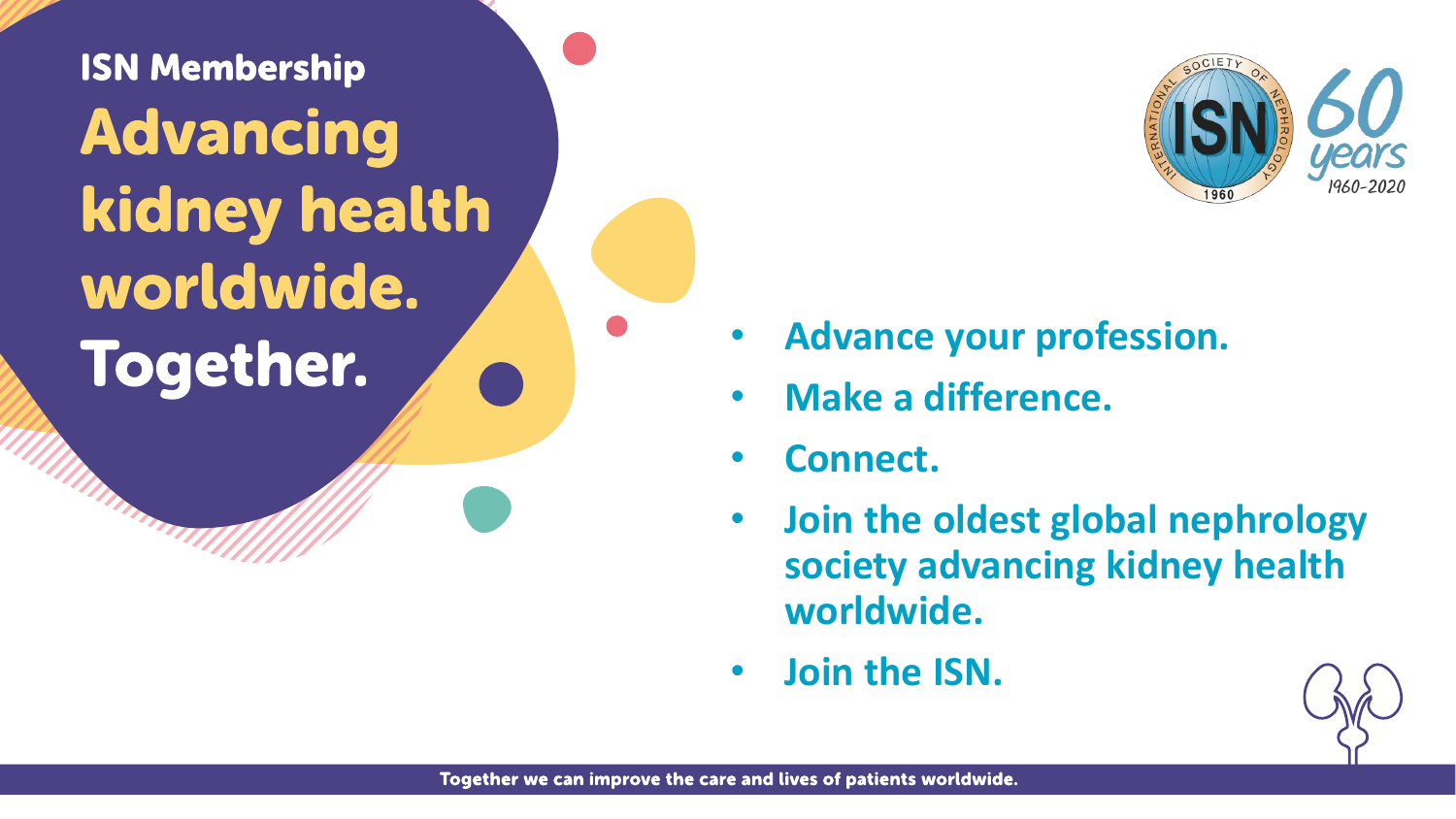## ISN Membership

# Advancing kidney health worldwide. Together.

- **Advance your profession.**
- **Make a difference.**
- **Connect.**
- **Join the oldest global nephrology society advancing kidney health worldwide.**
- **Join the ISN.**

Together we can improve the care and lives of patients worldwide.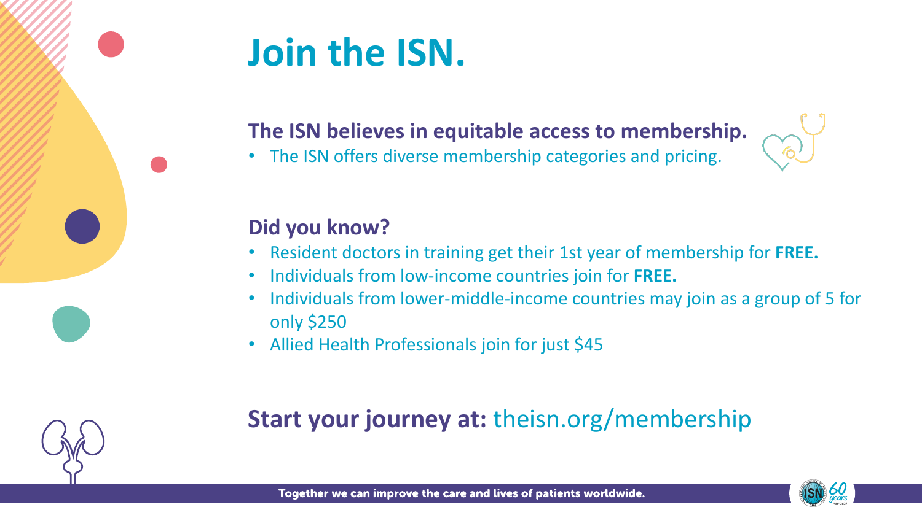# Join the ISN.

## The ISN believes in equitable access to membership.

- The ISN offers diverse membership categories and pricing.

## Did you know?

- Resident doctors in training get their 1st year of membership for **FREE.**
- Individuals from low-income countries join for **FREE.**
- Individuals from lower-middle-income countries may join as a group of 5 for only $250
- Allied Health Professionals join for just $45

## Start your journey at: theisn.org/membership

**Together we can improve the care and lives of patients worldwide.**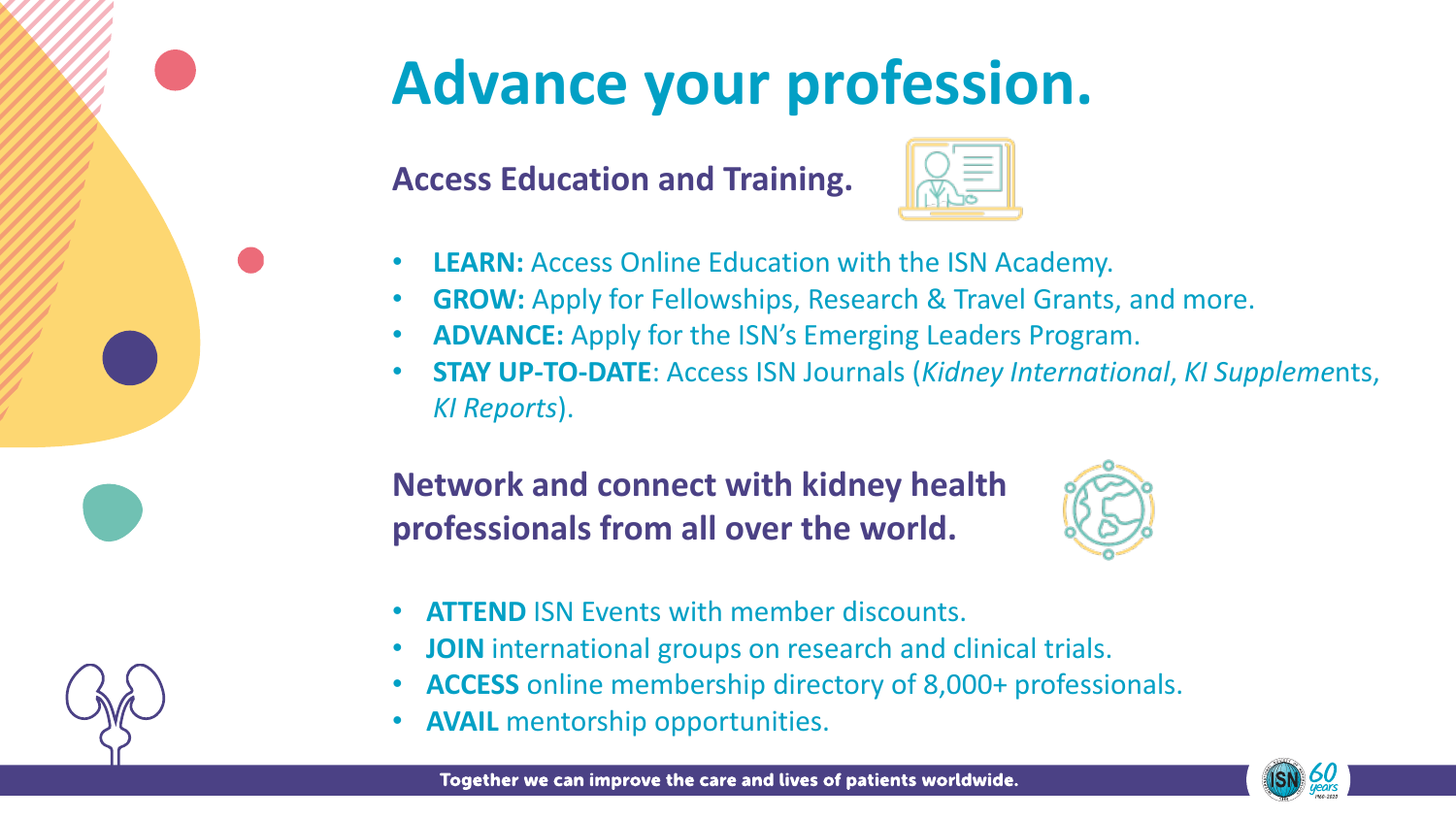# Advance your profession.

**Access Education and Training.**

- **LEARN:** Access Online Education with the ISN Academy.
- **GROW:** Apply for Fellowships, Research & Travel Grants, and more.
- **ADVANCE:** Apply for the ISN's Emerging Leaders Program.
- **STAY UP-TO-DATE**: Access ISN Journals (*Kidney International*, *KI Supplem*ents, *KI Reports*).

**Network and connect with kidney health professionals from all over the world.**

- **ATTEND** ISN Events with member discounts.
- **JOIN** international groups on research and clinical trials.
- **ACCESS** online membership directory of 8,000+ professionals.
- **AVAIL** mentorship opportunities.

Together we can improve the care and lives of patients worldwide.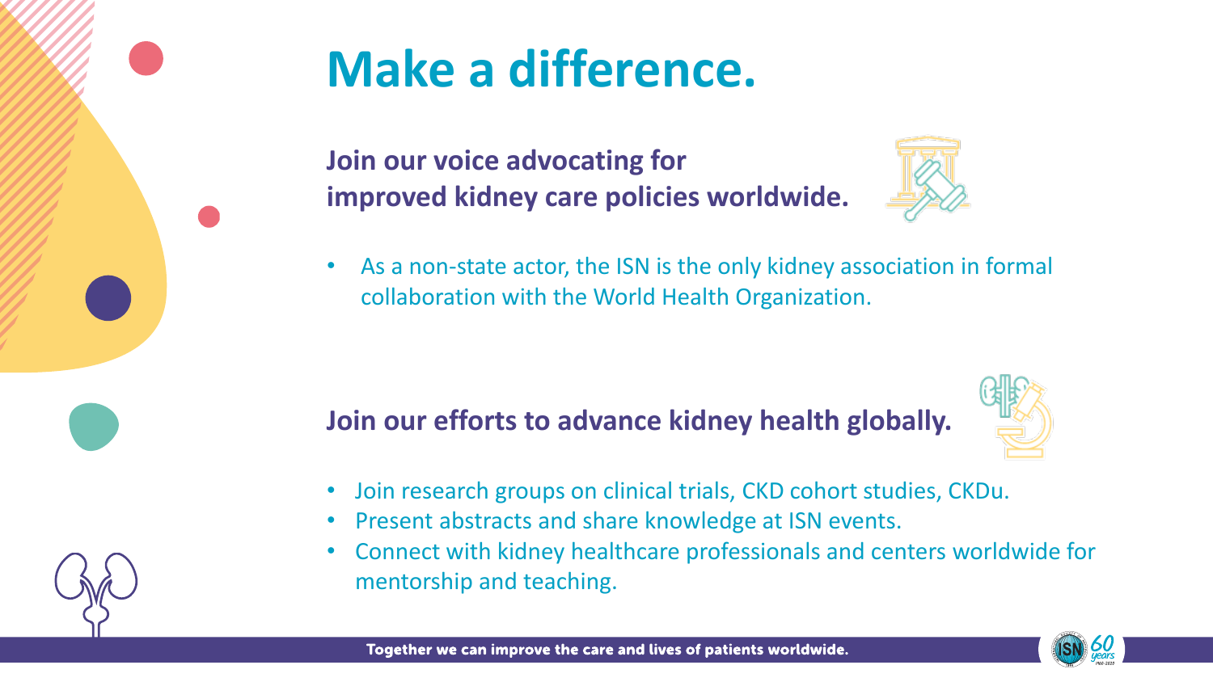# Make a difference.

**Join our voice advocating for improved kidney care policies worldwide.**

- As a non-state actor, the ISN is the only kidney association in formal collaboration with the World Health Organization.

**Join our efforts to advance kidney health globally.**

- Join research groups on clinical trials, CKD cohort studies, CKDu.
- Present abstracts and share knowledge at ISN events.
- Connect with kidney healthcare professionals and centers worldwide for mentorship and teaching.

**Together we can improve the care and lives of patients worldwide.**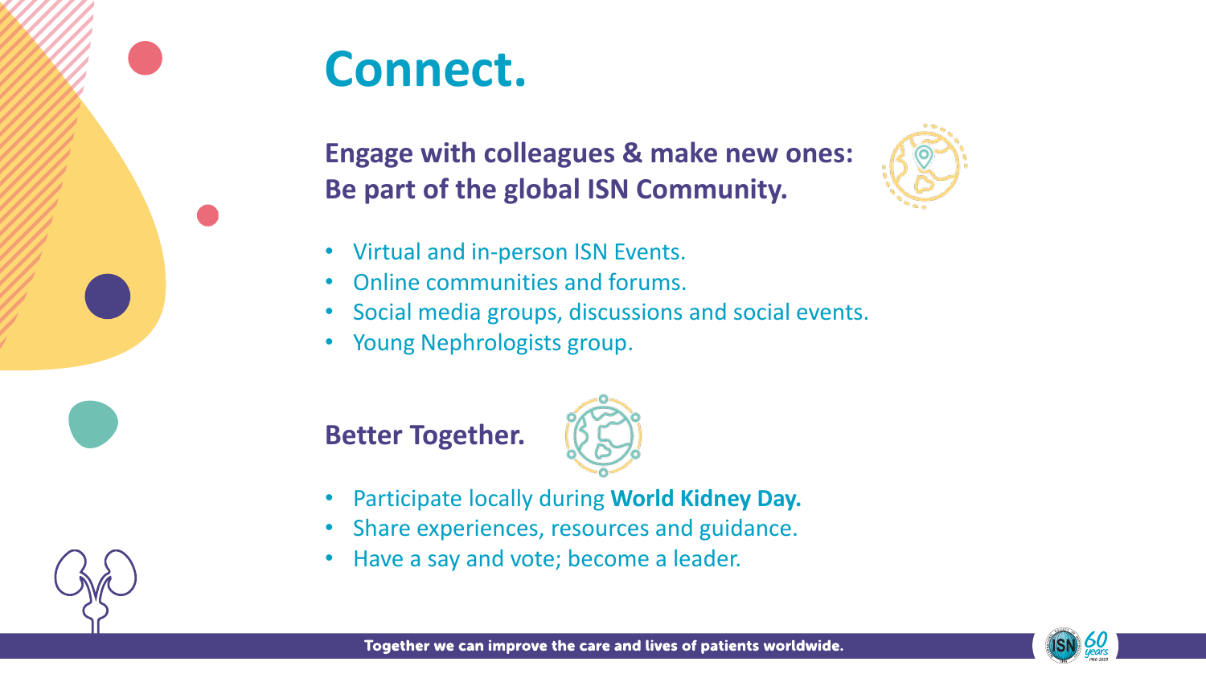# Connect.

**Engage with colleagues & make new ones: Be part of the global ISN Community.**

- Virtual and in-person ISN Events.
- Online communities and forums.
- Social media groups, discussions and social events.
- Young Nephrologists group.

**Better Together.**

- Participate locally during **World Kidney Day.**
- Share experiences, resources and guidance.
- Have a say and vote; become a leader.

**Together we can improve the care and lives of patients worldwide.**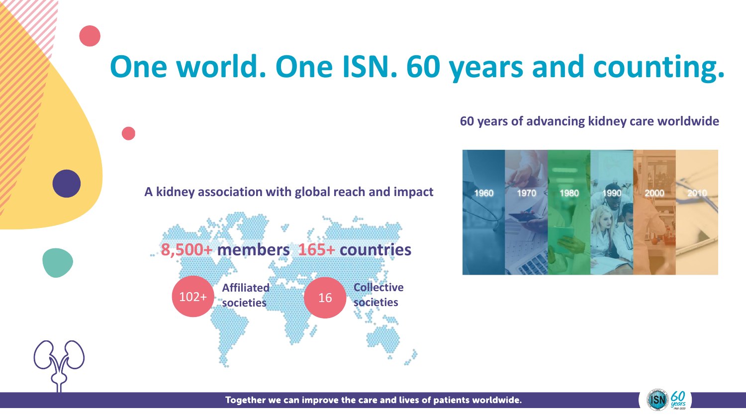# One world. One ISN. 60 years and counting.

## A kidney association with global reach and impact

**8,500+ members 165+ countries**

- **102+** Affiliated societies
- **16** Collective societies

## 60 years of advancing kidney care worldwide

1960 | 1970 | 1980 | 1990 | 2000 | 2010

**Together we can improve the care and lives of patients worldwide.**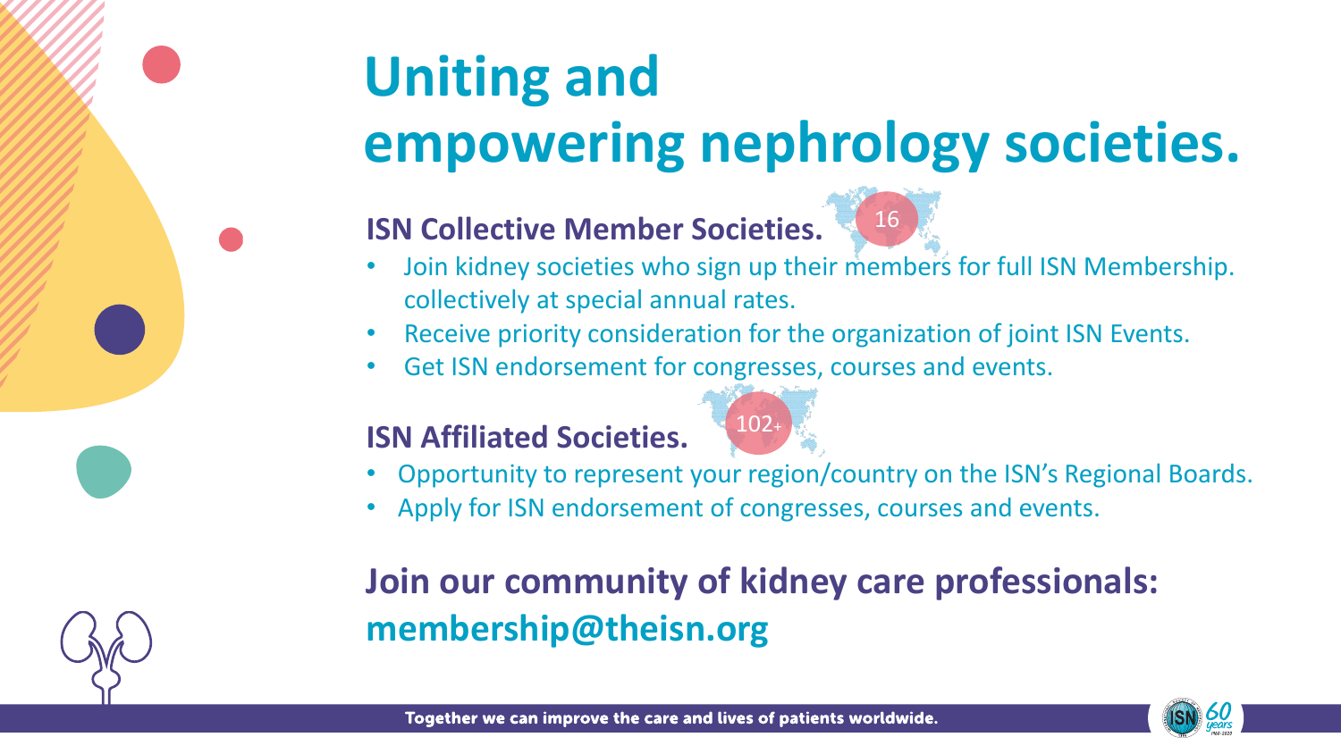# Uniting and empowering nephrology societies.

## ISN Collective Member Societies.

16

- Join kidney societies who sign up their members for full ISN Membership. collectively at special annual rates.
- Receive priority consideration for the organization of joint ISN Events.
- Get ISN endorsement for congresses, courses and events.

## ISN Affiliated Societies.

102+

- Opportunity to represent your region/country on the ISN's Regional Boards.
- Apply for ISN endorsement of congresses, courses and events.

## Join our community of kidney care professionals: membership@theisn.org

**Together we can improve the care and lives of patients worldwide.**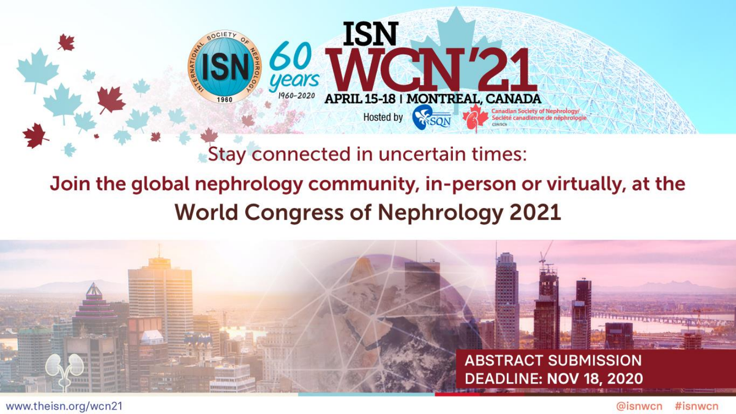# ISN WCN '21

ISN 60 years 1960–2020

**APRIL 15-18 | MONTREAL, CANADA**

Hosted by SQN | Canadian Society of Nephrology/Société canadienne de néphrologie CSN/SCN

## Stay connected in uncertain times:

**Join the global nephrology community, in-person or virtually, at the**

## World Congress of Nephrology 2021

**ABSTRACT SUBMISSION DEADLINE: NOV 18, 2020**

www.theisn.org/wcn21

@isnwcn #isnwcn